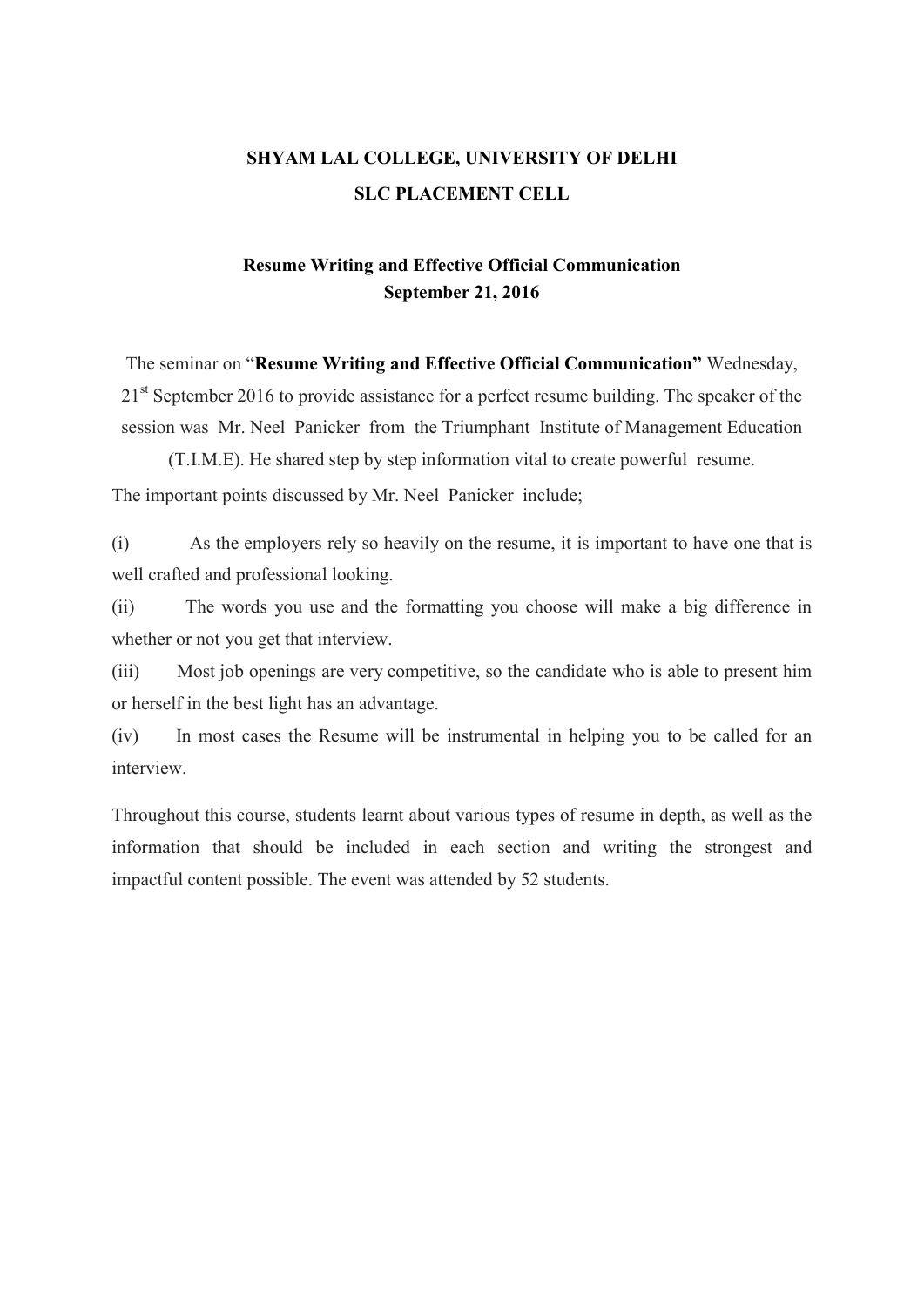# SHYAM LAL COLLEGE, UNIVERSITY OF DELHI

## SLC PLACEMENT CELL

### Resume Writing and Effective Official Communication
### September 21, 2016

The seminar on "**Resume Writing and Effective Official Communication"** Wednesday, 21st September 2016 to provide assistance for a perfect resume building. The speaker of the session was Mr. Neel Panicker from the Triumphant Institute of Management Education (T.I.M.E). He shared step by step information vital to create powerful resume.

The important points discussed by Mr. Neel Panicker include;

(i) As the employers rely so heavily on the resume, it is important to have one that is well crafted and professional looking.

(ii) The words you use and the formatting you choose will make a big difference in whether or not you get that interview.

(iii) Most job openings are very competitive, so the candidate who is able to present him or herself in the best light has an advantage.

(iv) In most cases the Resume will be instrumental in helping you to be called for an interview.

Throughout this course, students learnt about various types of resume in depth, as well as the information that should be included in each section and writing the strongest and impactful content possible. The event was attended by 52 students.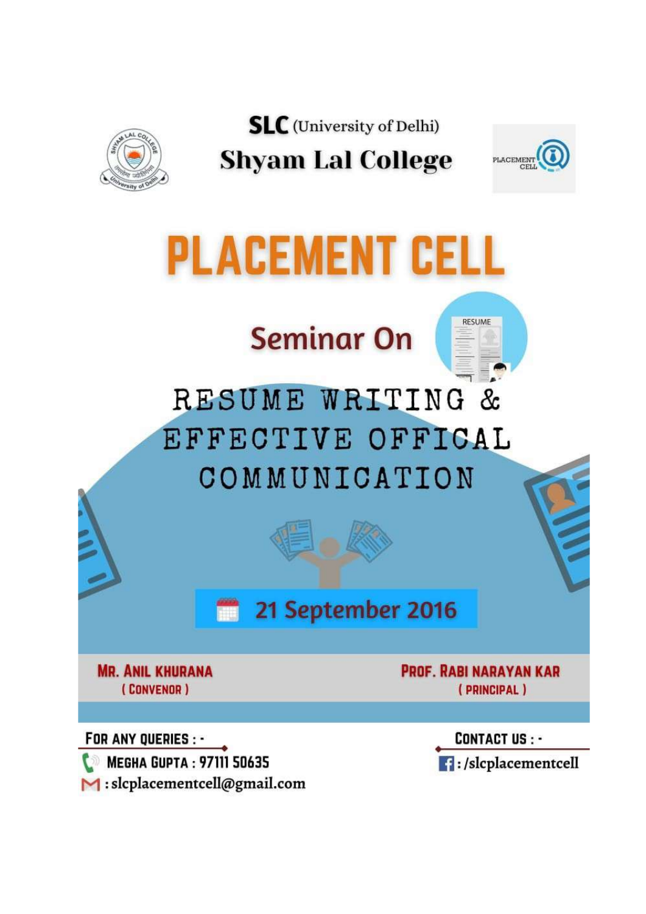**SLC** (University of Delhi)

# Shyam Lal College

# PLACEMENT CELL

## Seminar On

## RESUME WRITING & EFFECTIVE OFFICAL COMMUNICATION

**21 September 2016**

**Mr. Anil Khurana**
(Convenor)

**Prof. Rabi Narayan Kar**
(Principal)

**For any queries : -**

Megha Gupta : 97111 50635

: slcplacementcell@gmail.com

**Contact us : -**

: /slcplacementcell